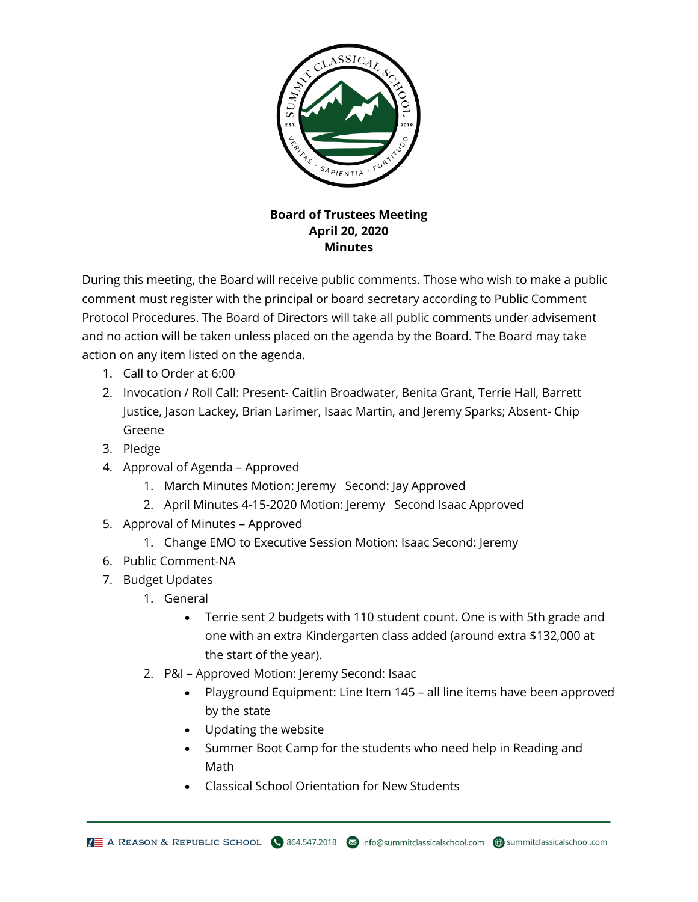**Board of Trustees Meeting**
**April 20, 2020**
**Minutes**

During this meeting, the Board will receive public comments. Those who wish to make a public comment must register with the principal or board secretary according to Public Comment Protocol Procedures. The Board of Directors will take all public comments under advisement and no action will be taken unless placed on the agenda by the Board. The Board may take action on any item listed on the agenda.

1. Call to Order at 6:00
2. Invocation / Roll Call: Present- Caitlin Broadwater, Benita Grant, Terrie Hall, Barrett Justice, Jason Lackey, Brian Larimer, Isaac Martin, and Jeremy Sparks; Absent- Chip Greene
3. Pledge
4. Approval of Agenda – Approved
    1. March Minutes Motion: Jeremy   Second: Jay Approved
    2. April Minutes 4-15-2020 Motion: Jeremy   Second Isaac Approved
5. Approval of Minutes – Approved
    1. Change EMO to Executive Session Motion: Isaac Second: Jeremy
6. Public Comment-NA
7. Budget Updates
    1. General
        - Terrie sent 2 budgets with 110 student count. One is with 5th grade and one with an extra Kindergarten class added (around extra $132,000 at the start of the year).
    2. P&I – Approved Motion: Jeremy Second: Isaac
        - Playground Equipment: Line Item 145 – all line items have been approved by the state
        - Updating the website
        - Summer Boot Camp for the students who need help in Reading and Math
        - Classical School Orientation for New Students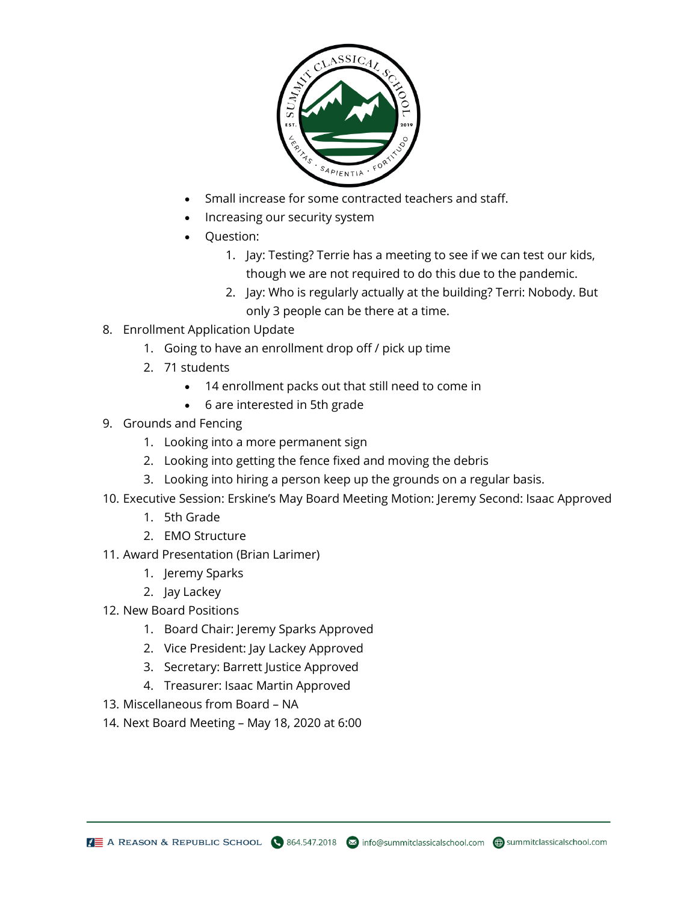- Small increase for some contracted teachers and staff.
- Increasing our security system
- Question:
    1. Jay: Testing? Terrie has a meeting to see if we can test our kids, though we are not required to do this due to the pandemic.
    2. Jay: Who is regularly actually at the building? Terri: Nobody. But only 3 people can be there at a time.

8. Enrollment Application Update
    1. Going to have an enrollment drop off / pick up time
    2. 71 students
        - 14 enrollment packs out that still need to come in
        - 6 are interested in 5th grade
9. Grounds and Fencing
    1. Looking into a more permanent sign
    2. Looking into getting the fence fixed and moving the debris
    3. Looking into hiring a person keep up the grounds on a regular basis.
10. Executive Session: Erskine's May Board Meeting Motion: Jeremy Second: Isaac Approved
    1. 5th Grade
    2. EMO Structure
11. Award Presentation (Brian Larimer)
    1. Jeremy Sparks
    2. Jay Lackey
12. New Board Positions
    1. Board Chair: Jeremy Sparks Approved
    2. Vice President: Jay Lackey Approved
    3. Secretary: Barrett Justice Approved
    4. Treasurer: Isaac Martin Approved
13. Miscellaneous from Board – NA
14. Next Board Meeting – May 18, 2020 at 6:00